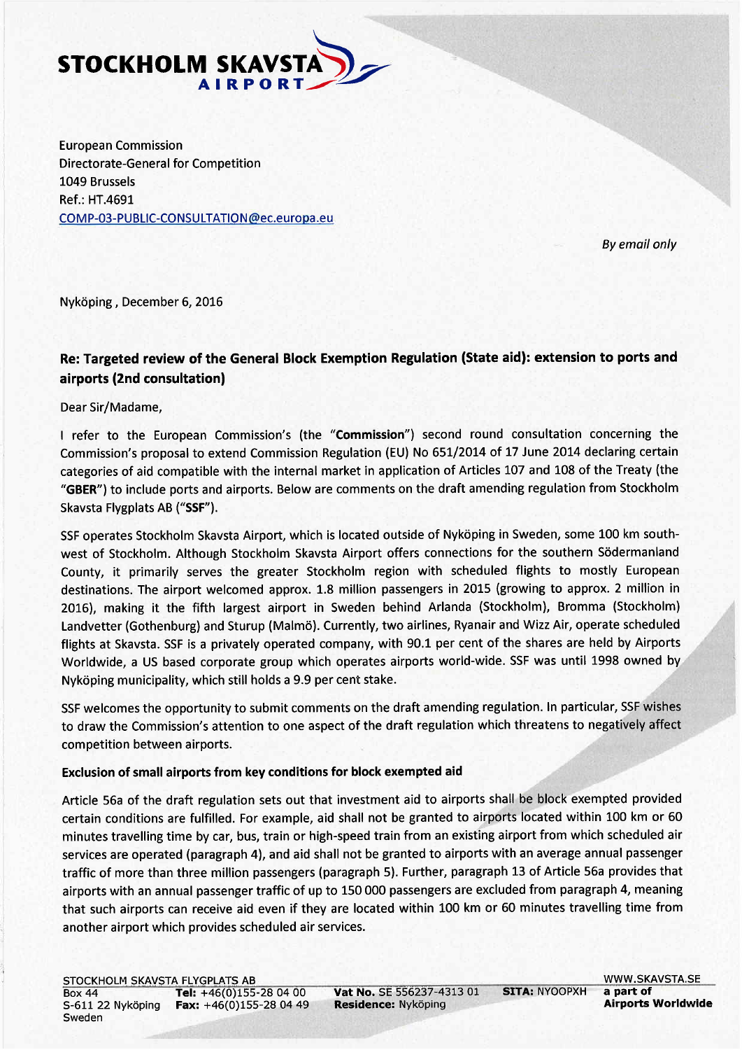# STOCKHOLM SKAVSTA AIRPORT

European Commission
Directorate-General for Competition
1049 Brussels
Ref.: HT.4691
COMP-03-PUBLIC-CONSULTATION@ec.europa.eu

*By email only*

Nyköping , December 6, 2016

## Re: Targeted review of the General Block Exemption Regulation (State aid): extension to ports and airports (2nd consultation)

Dear Sir/Madame,

I refer to the European Commission's (the "**Commission**") second round consultation concerning the Commission's proposal to extend Commission Regulation (EU) No 651/2014 of 17 June 2014 declaring certain categories of aid compatible with the internal market in application of Articles 107 and 108 of the Treaty (the "**GBER**") to include ports and airports. Below are comments on the draft amending regulation from Stockholm Skavsta Flygplats AB ("**SSF**").

SSF operates Stockholm Skavsta Airport, which is located outside of Nyköping in Sweden, some 100 km south-west of Stockholm. Although Stockholm Skavsta Airport offers connections for the southern Södermanland County, it primarily serves the greater Stockholm region with scheduled flights to mostly European destinations. The airport welcomed approx. 1.8 million passengers in 2015 (growing to approx. 2 million in 2016), making it the fifth largest airport in Sweden behind Arlanda (Stockholm), Bromma (Stockholm) Landvetter (Gothenburg) and Sturup (Malmö). Currently, two airlines, Ryanair and Wizz Air, operate scheduled flights at Skavsta. SSF is a privately operated company, with 90.1 per cent of the shares are held by Airports Worldwide, a US based corporate group which operates airports world-wide. SSF was until 1998 owned by Nyköping municipality, which still holds a 9.9 per cent stake.

SSF welcomes the opportunity to submit comments on the draft amending regulation. In particular, SSF wishes to draw the Commission's attention to one aspect of the draft regulation which threatens to negatively affect competition between airports.

### Exclusion of small airports from key conditions for block exempted aid

Article 56a of the draft regulation sets out that investment aid to airports shall be block exempted provided certain conditions are fulfilled. For example, aid shall not be granted to airports located within 100 km or 60 minutes travelling time by car, bus, train or high-speed train from an existing airport from which scheduled air services are operated (paragraph 4), and aid shall not be granted to airports with an average annual passenger traffic of more than three million passengers (paragraph 5). Further, paragraph 13 of Article 56a provides that airports with an annual passenger traffic of up to 150 000 passengers are excluded from paragraph 4, meaning that such airports can receive aid even if they are located within 100 km or 60 minutes travelling time from another airport which provides scheduled air services.

STOCKHOLM SKAVSTA FLYGPLATS AB
Box 44
S-611 22 Nyköping
Sweden
**Tel:** +46(0)155-28 04 00
**Fax:** +46(0)155-28 04 49
**Vat No.** SE 556237-4313 01
**Residence:** Nyköping
**SITA:** NYOOPXH
WWW.SKAVSTA.SE
**a part of Airports Worldwide**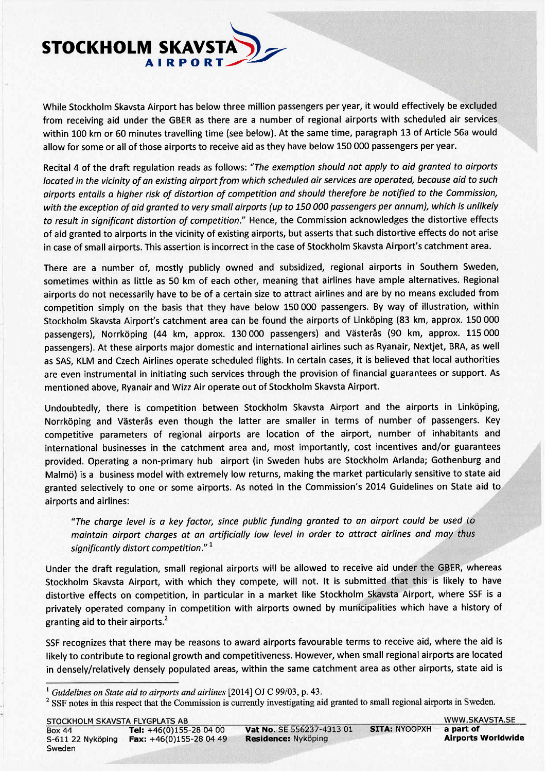While Stockholm Skavsta Airport has below three million passengers per year, it would effectively be excluded from receiving aid under the GBER as there are a number of regional airports with scheduled air services within 100 km or 60 minutes travelling time (see below). At the same time, paragraph 13 of Article 56a would allow for some or all of those airports to receive aid as they have below 150 000 passengers per year.

Recital 4 of the draft regulation reads as follows: *"The exemption should not apply to aid granted to airports located in the vicinity of an existing airport from which scheduled air services are operated, because aid to such airports entails a higher risk of distortion of competition and should therefore be notified to the Commission, with the exception of aid granted to very small airports (up to 150 000 passengers per annum), which is unlikely to result in significant distortion of competition."* Hence, the Commission acknowledges the distortive effects of aid granted to airports in the vicinity of existing airports, but asserts that such distortive effects do not arise in case of small airports. This assertion is incorrect in the case of Stockholm Skavsta Airport's catchment area.

There are a number of, mostly publicly owned and subsidized, regional airports in Southern Sweden, sometimes within as little as 50 km of each other, meaning that airlines have ample alternatives. Regional airports do not necessarily have to be of a certain size to attract airlines and are by no means excluded from competition simply on the basis that they have below 150 000 passengers. By way of illustration, within Stockholm Skavsta Airport's catchment area can be found the airports of Linköping (83 km, approx. 150 000 passengers), Norrköping (44 km, approx. 130 000 passengers) and Västerås (90 km, approx. 115 000 passengers). At these airports major domestic and international airlines such as Ryanair, Nextjet, BRA, as well as SAS, KLM and Czech Airlines operate scheduled flights. In certain cases, it is believed that local authorities are even instrumental in initiating such services through the provision of financial guarantees or support. As mentioned above, Ryanair and Wizz Air operate out of Stockholm Skavsta Airport.

Undoubtedly, there is competition between Stockholm Skavsta Airport and the airports in Linköping, Norrköping and Västerås even though the latter are smaller in terms of number of passengers. Key competitive parameters of regional airports are location of the airport, number of inhabitants and international businesses in the catchment area and, most importantly, cost incentives and/or guarantees provided. Operating a non-primary hub airport (in Sweden hubs are Stockholm Arlanda; Gothenburg and Malmö) is a business model with extremely low returns, making the market particularly sensitive to state aid granted selectively to one or some airports. As noted in the Commission's 2014 Guidelines on State aid to airports and airlines:

> *"The charge level is a key factor, since public funding granted to an airport could be used to maintain airport charges at an artificially low level in order to attract airlines and may thus significantly distort competition."* [1]

Under the draft regulation, small regional airports will be allowed to receive aid under the GBER, whereas Stockholm Skavsta Airport, with which they compete, will not. It is submitted that this is likely to have distortive effects on competition, in particular in a market like Stockholm Skavsta Airport, where SSF is a privately operated company in competition with airports owned by municipalities which have a history of granting aid to their airports.[2]

SSF recognizes that there may be reasons to award airports favourable terms to receive aid, where the aid is likely to contribute to regional growth and competitiveness. However, when small regional airports are located in densely/relatively densely populated areas, within the same catchment area as other airports, state aid is

---

[1] *Guidelines on State aid to airports and airlines* [2014] OJ C 99/03, p. 43.

[2] SSF notes in this respect that the Commission is currently investigating aid granted to small regional airports in Sweden.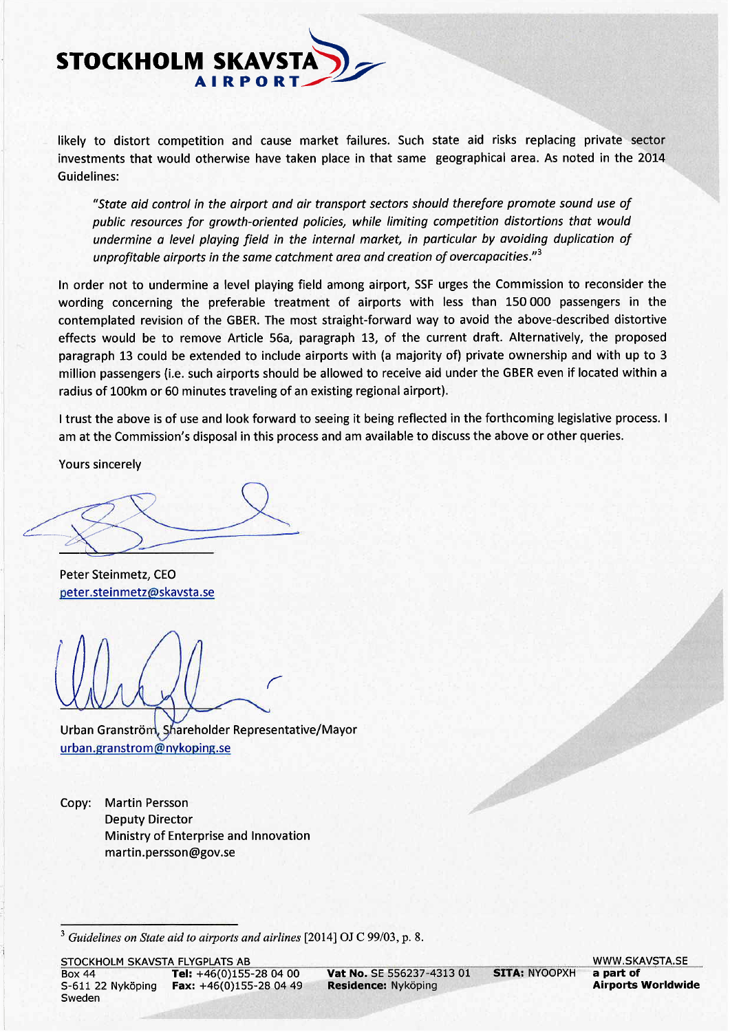likely to distort competition and cause market failures. Such state aid risks replacing private sector investments that would otherwise have taken place in that same geographical area. As noted in the 2014 Guidelines:

> *"State aid control in the airport and air transport sectors should therefore promote sound use of public resources for growth-oriented policies, while limiting competition distortions that would undermine a level playing field in the internal market, in particular by avoiding duplication of unprofitable airports in the same catchment area and creation of overcapacities."*[3]

In order not to undermine a level playing field among airport, SSF urges the Commission to reconsider the wording concerning the preferable treatment of airports with less than 150 000 passengers in the contemplated revision of the GBER. The most straight-forward way to avoid the above-described distortive effects would be to remove Article 56a, paragraph 13, of the current draft. Alternatively, the proposed paragraph 13 could be extended to include airports with (a majority of) private ownership and with up to 3 million passengers (i.e. such airports should be allowed to receive aid under the GBER even if located within a radius of 100km or 60 minutes traveling of an existing regional airport).

I trust the above is of use and look forward to seeing it being reflected in the forthcoming legislative process. I am at the Commission's disposal in this process and am available to discuss the above or other queries.

Yours sincerely

Peter Steinmetz, CEO
peter.steinmetz@skavsta.se

Urban Granström, Shareholder Representative/Mayor
urban.granstrom@nykoping.se

Copy: Martin Persson
Deputy Director
Ministry of Enterprise and Innovation
martin.persson@gov.se

[3] *Guidelines on State aid to airports and airlines* [2014] OJ C 99/03, p. 8.